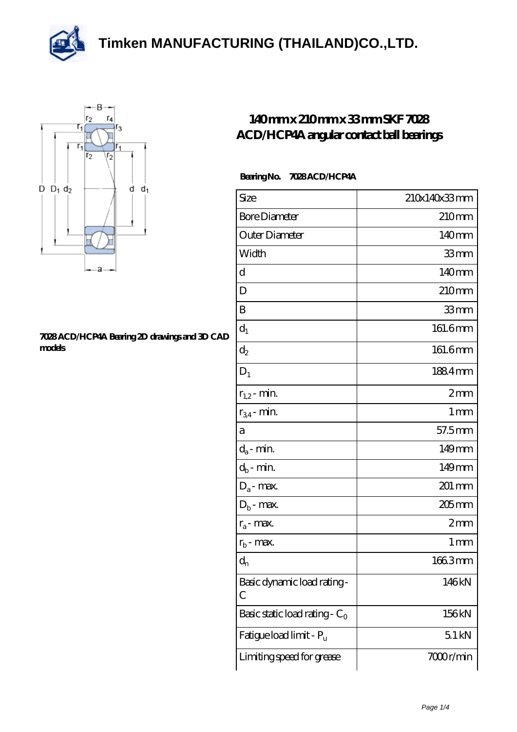# Timken MANUFACTURING (THAILAND)CO.,LTD.

## 140 mm x 210 mm x 33 mm SKF 7028 ACD/HCP4A angular contact ball bearings

**7028 ACD/HCP4A Bearing 2D drawings and 3D CAD models**

**Bearing No.** 7028 ACD/HCP4A

| Size | 210x140x33 mm |
| --- | --- |
| Bore Diameter | 210 mm |
| Outer Diameter | 140 mm |
| Width | 33 mm |
| d | 140 mm |
| D | 210 mm |
| B | 33 mm |
| $d_1$ | 161.6 mm |
| $d_2$ | 161.6 mm |
| $D_1$ | 188.4 mm |
| $r_{1,2}$ - min. | 2 mm |
| $r_{3,4}$ - min. | 1 mm |
| a | 57.5 mm |
| $d_a$ - min. | 149 mm |
| $d_b$ - min. | 149 mm |
| $D_a$ - max. | 201 mm |
| $D_b$ - max. | 205 mm |
| $r_a$ - max. | 2 mm |
| $r_b$ - max. | 1 mm |
| $d_n$ | 166.3 mm |
| Basic dynamic load rating - C | 146 kN |
| Basic static load rating - $C_0$ | 156 kN |
| Fatigue load limit - $P_u$ | 5.1 kN |
| Limiting speed for grease | 7000 r/min |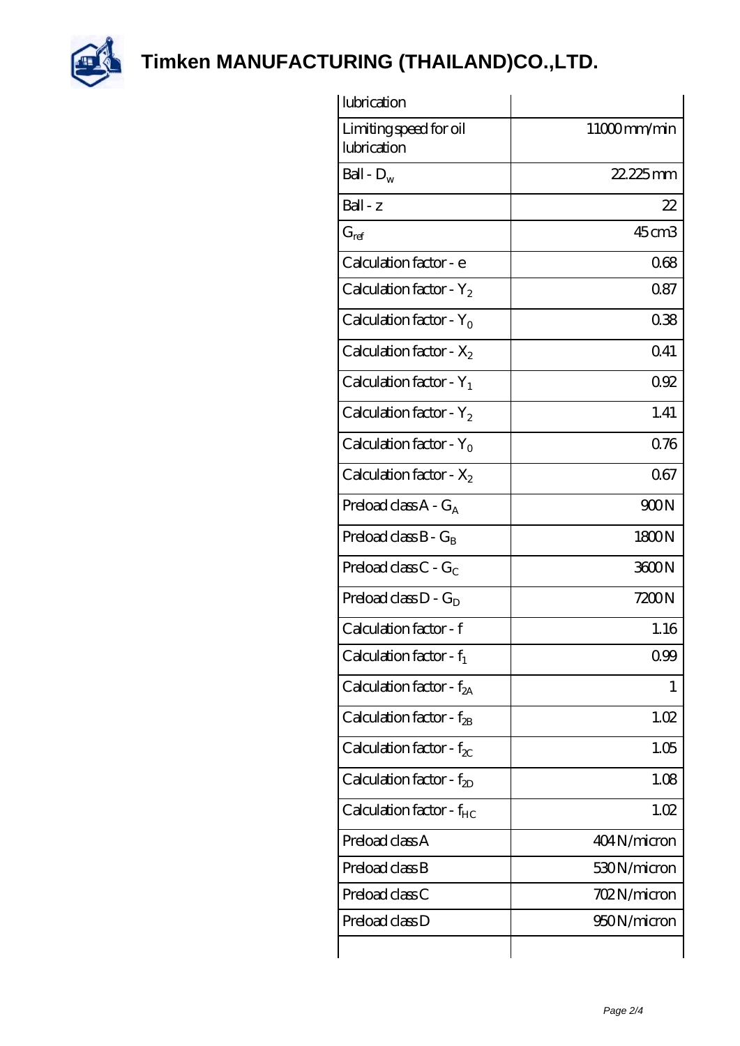# Timken MANUFACTURING (THAILAND)CO.,LTD.

| lubrication | |
|---|---|
| Limiting speed for oil lubrication | 11000 mm/min |
| Ball - $D_w$ | 22.225 mm |
| Ball - z | 22 |
| $G_{ref}$ | 45 cm3 |
| Calculation factor - e | 0.68 |
| Calculation factor - $Y_2$ | 0.87 |
| Calculation factor - $Y_0$ | 0.38 |
| Calculation factor - $X_2$ | 0.41 |
| Calculation factor - $Y_1$ | 0.92 |
| Calculation factor - $Y_2$ | 1.41 |
| Calculation factor - $Y_0$ | 0.76 |
| Calculation factor - $X_2$ | 0.67 |
| Preload class A - $G_A$ | 900 N |
| Preload class B - $G_B$ | 1800 N |
| Preload class C - $G_C$ | 3600 N |
| Preload class D - $G_D$ | 7200 N |
| Calculation factor - f | 1.16 |
| Calculation factor - $f_1$ | 0.99 |
| Calculation factor - $f_{2A}$ | 1 |
| Calculation factor - $f_{2B}$ | 1.02 |
| Calculation factor - $f_{2C}$ | 1.05 |
| Calculation factor - $f_{2D}$ | 1.08 |
| Calculation factor - $f_{HC}$ | 1.02 |
| Preload class A | 404 N/micron |
| Preload class B | 530 N/micron |
| Preload class C | 702 N/micron |
| Preload class D | 950 N/micron |
| | |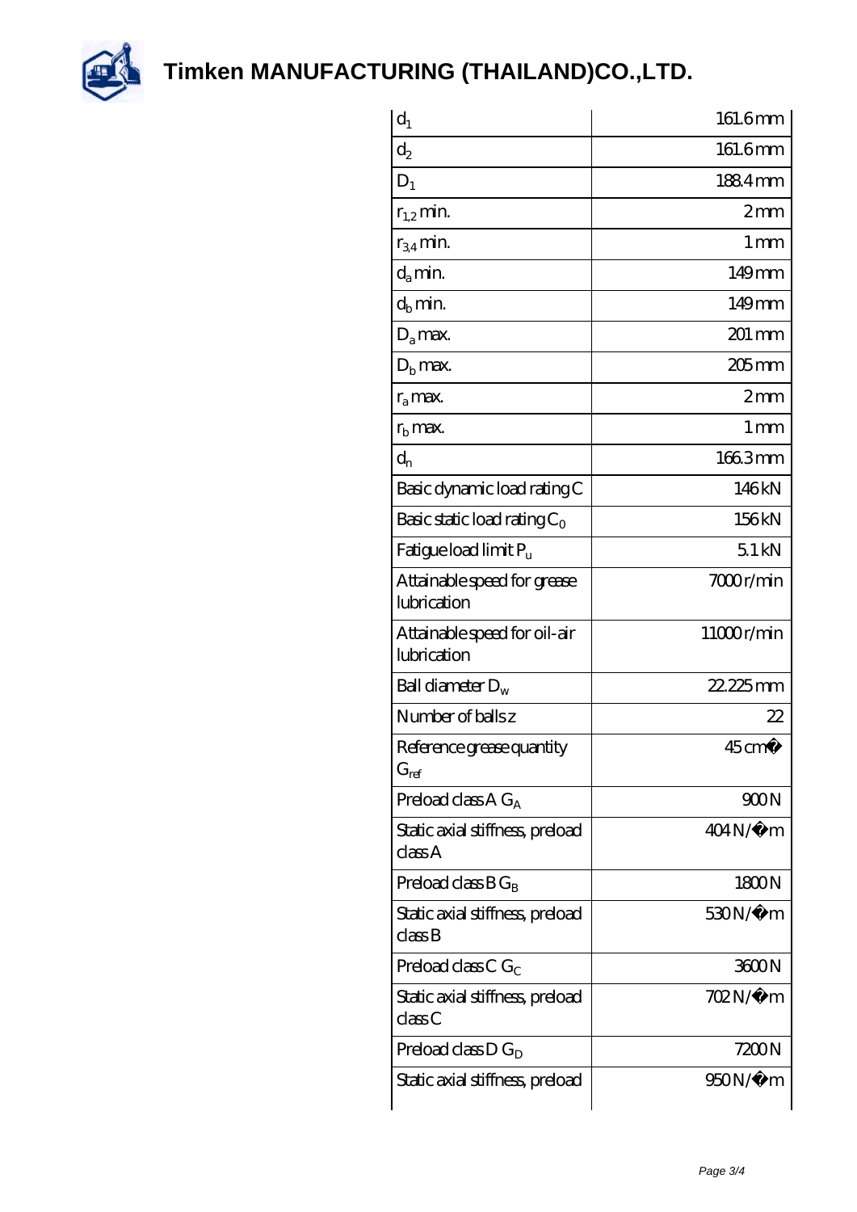| | |
|---|---|
| $d_1$ | 161.6 mm |
| $d_2$ | 161.6 mm |
| $D_1$ | 188.4 mm |
| $r_{1,2}$ min. | 2 mm |
| $r_{3,4}$ min. | 1 mm |
| $d_a$ min. | 149 mm |
| $d_b$ min. | 149 mm |
| $D_a$ max. | 201 mm |
| $D_b$ max. | 205 mm |
| $r_a$ max. | 2 mm |
| $r_b$ max. | 1 mm |
| $d_n$ | 166.3 mm |
| Basic dynamic load rating C | 146 kN |
| Basic static load rating $C_0$ | 156 kN |
| Fatigue load limit $P_u$ | 5.1 kN |
| Attainable speed for grease lubrication | 7000 r/min |
| Attainable speed for oil-air lubrication | 11000 r/min |
| Ball diameter $D_w$ | 22.225 mm |
| Number of balls z | 22 |
| Reference grease quantity $G_{ref}$ | 45 cm� |
| Preload class A $G_A$ | 900 N |
| Static axial stiffness, preload class A | 404 N/�m |
| Preload class B $G_B$ | 1800 N |
| Static axial stiffness, preload class B | 530 N/�m |
| Preload class C $G_C$ | 3600 N |
| Static axial stiffness, preload class C | 702 N/�m |
| Preload class D $G_D$ | 7200 N |
| Static axial stiffness, preload | 950 N/�m |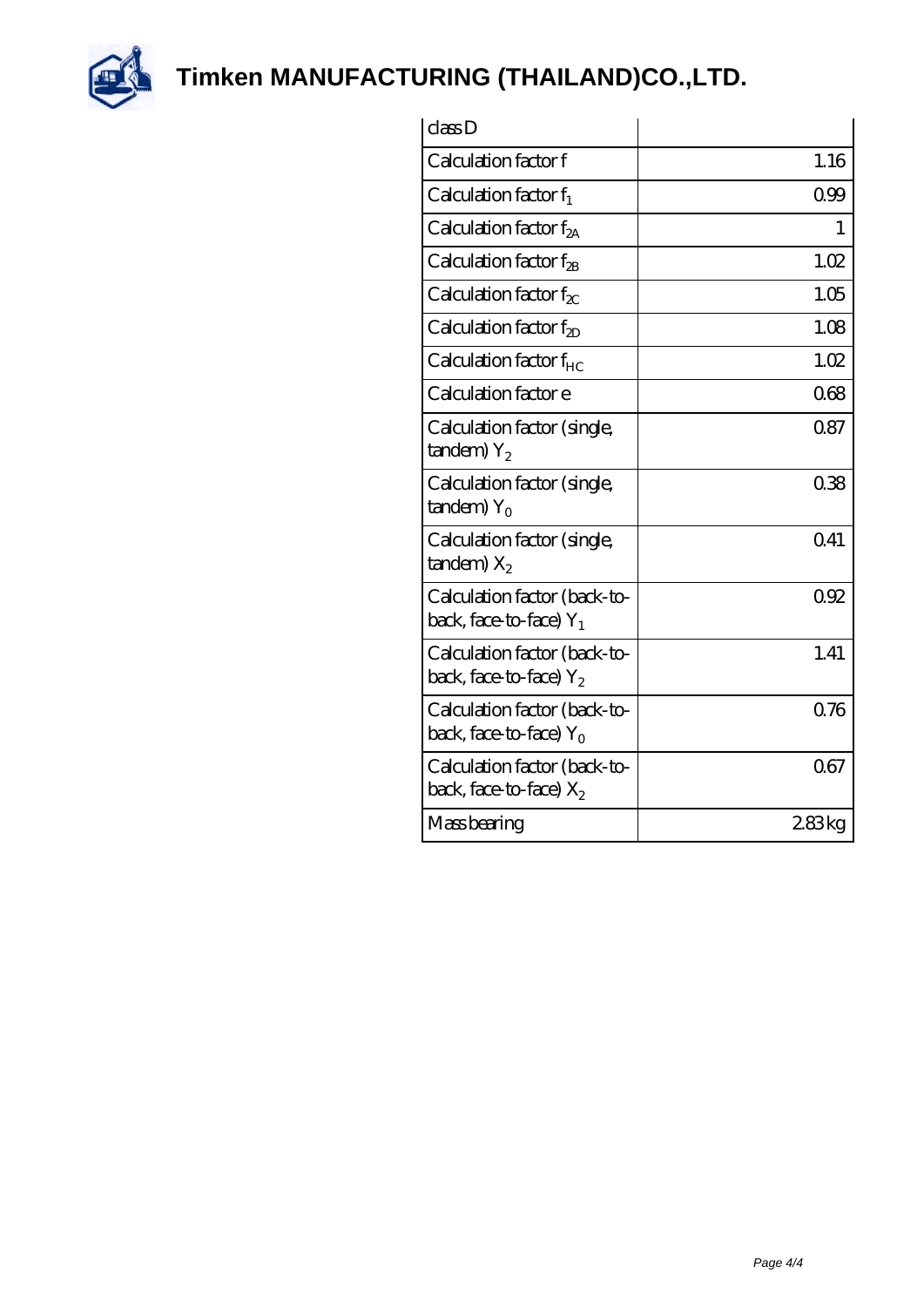| | |
|---|---|
| class D | |
| Calculation factor f | 1.16 |
| Calculation factor $f_1$ | 0.99 |
| Calculation factor $f_{2A}$ | 1 |
| Calculation factor $f_{2B}$ | 1.02 |
| Calculation factor $f_{2C}$ | 1.05 |
| Calculation factor $f_{2D}$ | 1.08 |
| Calculation factor $f_{HC}$ | 1.02 |
| Calculation factor e | 0.68 |
| Calculation factor (single, tandem) $Y_2$ | 0.87 |
| Calculation factor (single, tandem) $Y_0$ | 0.38 |
| Calculation factor (single, tandem) $X_2$ | 0.41 |
| Calculation factor (back-to-back, face-to-face) $Y_1$ | 0.92 |
| Calculation factor (back-to-back, face-to-face) $Y_2$ | 1.41 |
| Calculation factor (back-to-back, face-to-face) $Y_0$ | 0.76 |
| Calculation factor (back-to-back, face-to-face) $X_2$ | 0.67 |
| Mass bearing | 2.83 kg |